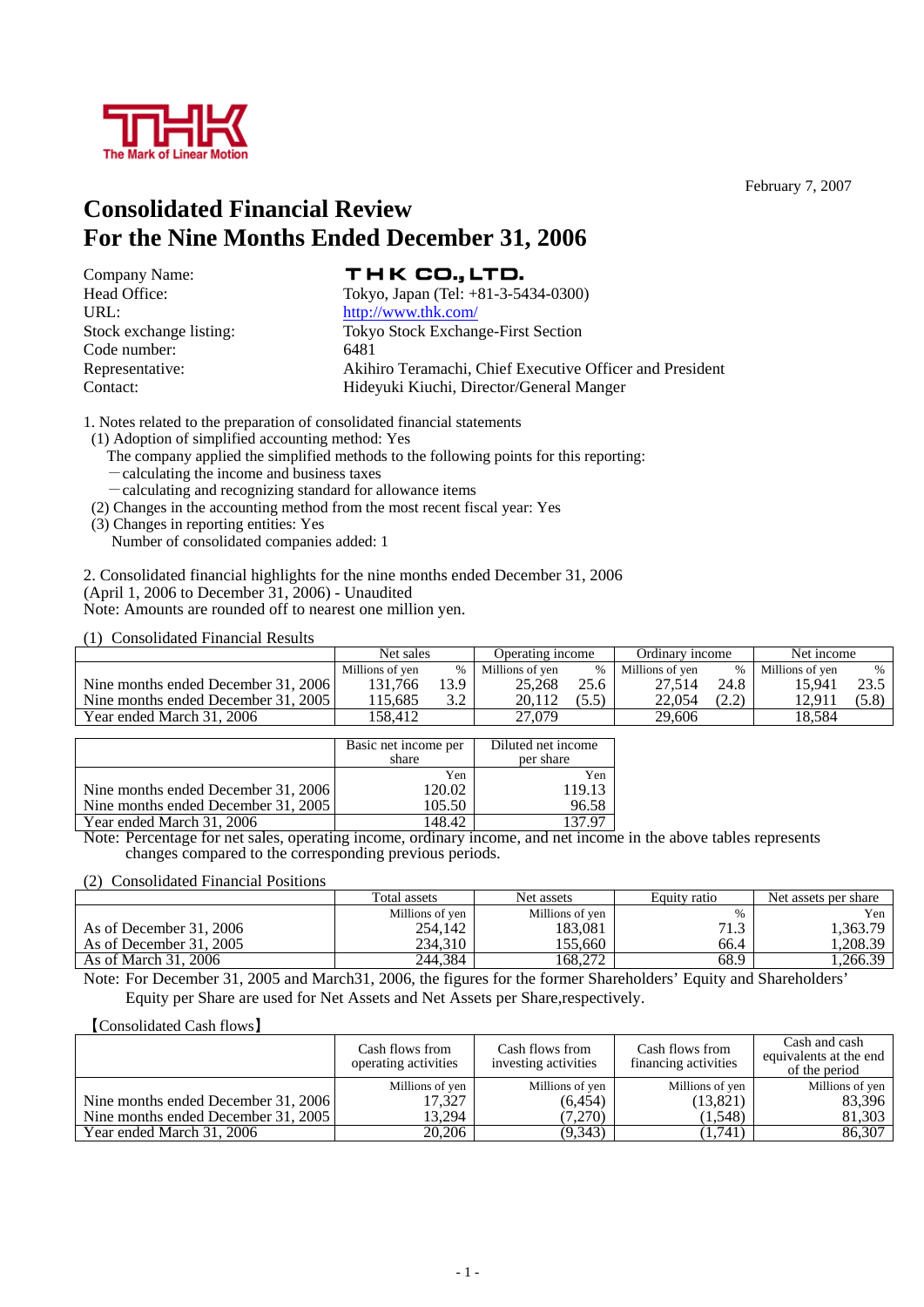THK The Mark of Linear Motion

February 7, 2007

# Consolidated Financial Review
# For the Nine Months Ended December 31, 2006

| | |
|---|---|
| Company Name: | THK CO., LTD. |
| Head Office: | Tokyo, Japan (Tel: +81-3-5434-0300) |
| URL: | http://www.thk.com/ |
| Stock exchange listing: | Tokyo Stock Exchange-First Section |
| Code number: | 6481 |
| Representative: | Akihiro Teramachi, Chief Executive Officer and President |
| Contact: | Hideyuki Kiuchi, Director/General Manger |

1. Notes related to the preparation of consolidated financial statements
   (1) Adoption of simplified accounting method: Yes
      The company applied the simplified methods to the following points for this reporting:
      －calculating the income and business taxes
      －calculating and recognizing standard for allowance items
   (2) Changes in the accounting method from the most recent fiscal year: Yes
   (3) Changes in reporting entities: Yes
      Number of consolidated companies added: 1

2. Consolidated financial highlights for the nine months ended December 31, 2006
(April 1, 2006 to December 31, 2006) - Unaudited
Note: Amounts are rounded off to nearest one million yen.

(1) Consolidated Financial Results

| | Net sales | | Operating income | | Ordinary income | | Net income | |
|---|---|---|---|---|---|---|---|---|
| | Millions of yen | % | Millions of yen | % | Millions of yen | % | Millions of yen | % |
| Nine months ended December 31, 2006 | 131,766 | 13.9 | 25,268 | 25.6 | 27,514 | 24.8 | 15,941 | 23.5 |
| Nine months ended December 31, 2005 | 115,685 | 3.2 | 20,112 | (5.5) | 22,054 | (2.2) | 12,911 | (5.8) |
| Year ended March 31, 2006 | 158,412 | | 27,079 | | 29,606 | | 18,584 | |

| | Basic net income per share | Diluted net income per share |
|---|---|---|
| | Yen | Yen |
| Nine months ended December 31, 2006 | 120.02 | 119.13 |
| Nine months ended December 31, 2005 | 105.50 | 96.58 |
| Year ended March 31, 2006 | 148.42 | 137.97 |

Note: Percentage for net sales, operating income, ordinary income, and net income in the above tables represents changes compared to the corresponding previous periods.

(2) Consolidated Financial Positions

| | Total assets | Net assets | Equity ratio | Net assets per share |
|---|---|---|---|---|
| | Millions of yen | Millions of yen | % | Yen |
| As of December 31, 2006 | 254,142 | 183,081 | 71.3 | 1,363.79 |
| As of December 31, 2005 | 234,310 | 155,660 | 66.4 | 1,208.39 |
| As of March 31, 2006 | 244,384 | 168,272 | 68.9 | 1,266.39 |

Note: For December 31, 2005 and March31, 2006, the figures for the former Shareholders' Equity and Shareholders' Equity per Share are used for Net Assets and Net Assets per Share,respectively.

【Consolidated Cash flows】

| | Cash flows from operating activities | Cash flows from investing activities | Cash flows from financing activities | Cash and cash equivalents at the end of the period |
|---|---|---|---|---|
| | Millions of yen | Millions of yen | Millions of yen | Millions of yen |
| Nine months ended December 31, 2006 | 17,327 | (6,454) | (13,821) | 83,396 |
| Nine months ended December 31, 2005 | 13,294 | (7,270) | (1,548) | 81,303 |
| Year ended March 31, 2006 | 20,206 | (9,343) | (1,741) | 86,307 |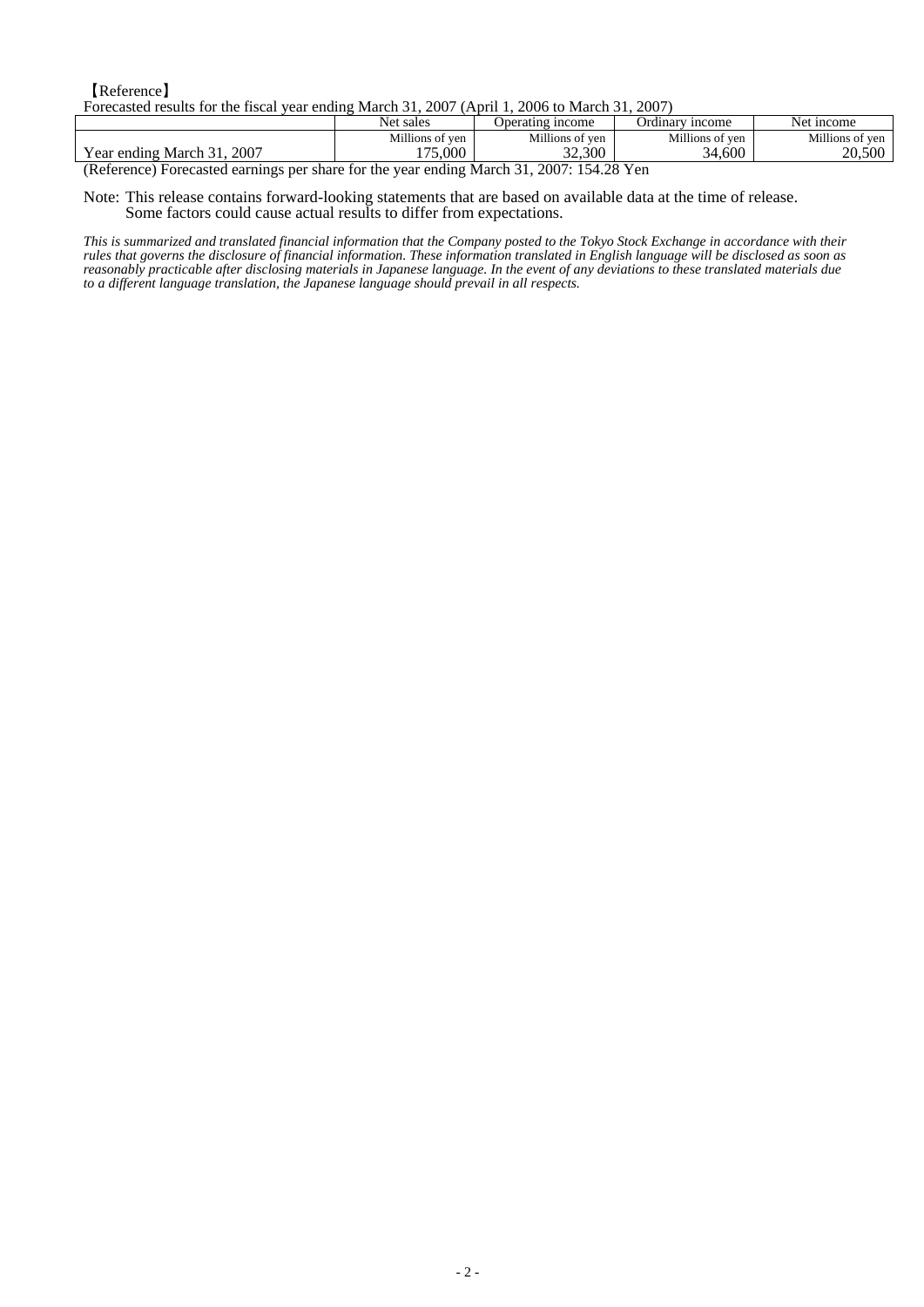【Reference】

Forecasted results for the fiscal year ending March 31, 2007 (April 1, 2006 to March 31, 2007)

| | Net sales | Operating income | Ordinary income | Net income |
|---|---|---|---|---|
| | Millions of yen | Millions of yen | Millions of yen | Millions of yen |
| Year ending March 31, 2007 | 175,000 | 32,300 | 34,600 | 20,500 |

(Reference) Forecasted earnings per share for the year ending March 31, 2007: 154.28 Yen

Note: This release contains forward-looking statements that are based on available data at the time of release.
Some factors could cause actual results to differ from expectations.

*This is summarized and translated financial information that the Company posted to the Tokyo Stock Exchange in accordance with their rules that governs the disclosure of financial information. These information translated in English language will be disclosed as soon as reasonably practicable after disclosing materials in Japanese language. In the event of any deviations to these translated materials due to a different language translation, the Japanese language should prevail in all respects.*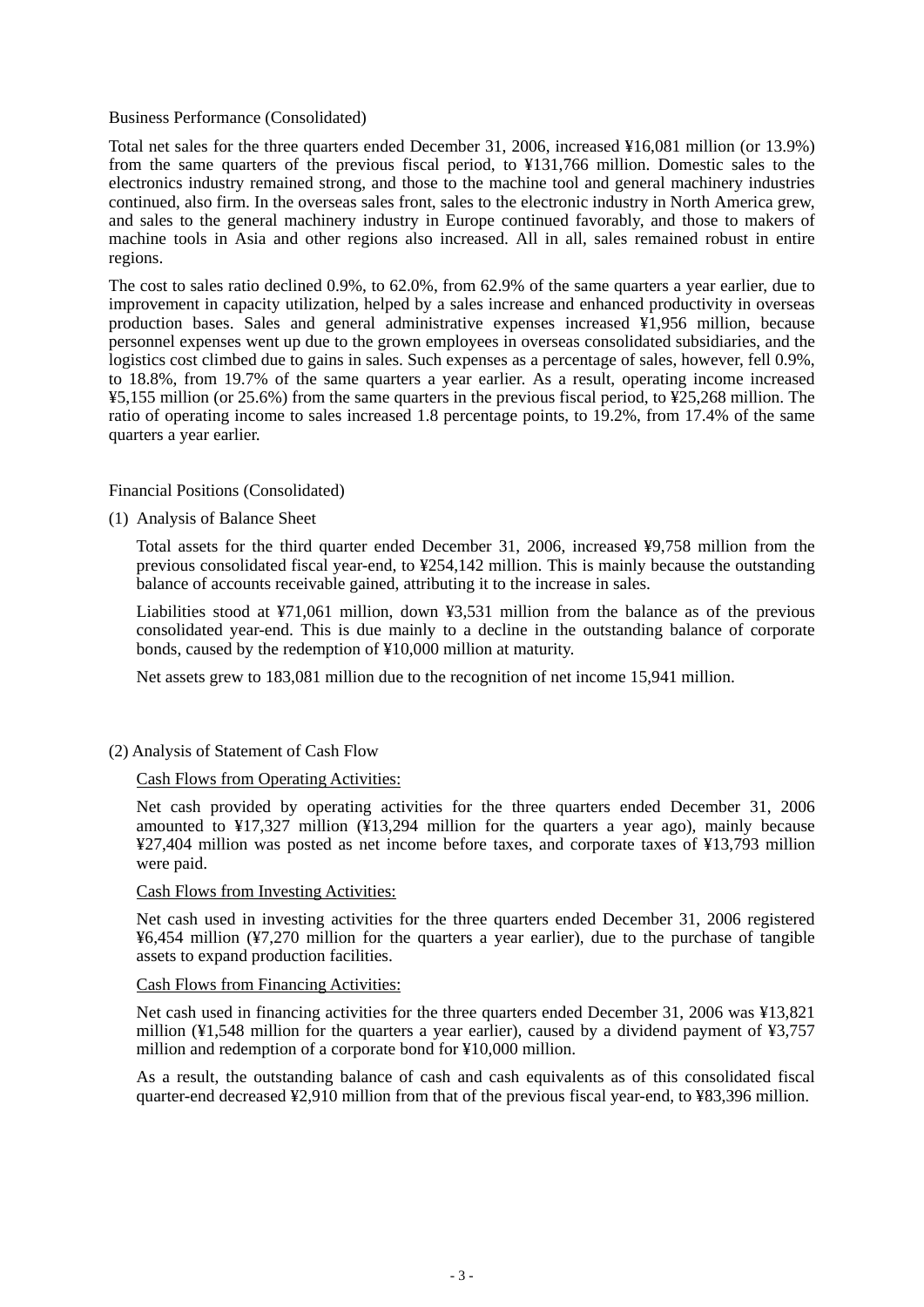## Business Performance (Consolidated)

Total net sales for the three quarters ended December 31, 2006, increased ¥16,081 million (or 13.9%) from the same quarters of the previous fiscal period, to ¥131,766 million. Domestic sales to the electronics industry remained strong, and those to the machine tool and general machinery industries continued, also firm. In the overseas sales front, sales to the electronic industry in North America grew, and sales to the general machinery industry in Europe continued favorably, and those to makers of machine tools in Asia and other regions also increased. All in all, sales remained robust in entire regions.

The cost to sales ratio declined 0.9%, to 62.0%, from 62.9% of the same quarters a year earlier, due to improvement in capacity utilization, helped by a sales increase and enhanced productivity in overseas production bases. Sales and general administrative expenses increased ¥1,956 million, because personnel expenses went up due to the grown employees in overseas consolidated subsidiaries, and the logistics cost climbed due to gains in sales. Such expenses as a percentage of sales, however, fell 0.9%, to 18.8%, from 19.7% of the same quarters a year earlier. As a result, operating income increased ¥5,155 million (or 25.6%) from the same quarters in the previous fiscal period, to ¥25,268 million. The ratio of operating income to sales increased 1.8 percentage points, to 19.2%, from 17.4% of the same quarters a year earlier.

## Financial Positions (Consolidated)

(1) Analysis of Balance Sheet

Total assets for the third quarter ended December 31, 2006, increased ¥9,758 million from the previous consolidated fiscal year-end, to ¥254,142 million. This is mainly because the outstanding balance of accounts receivable gained, attributing it to the increase in sales.

Liabilities stood at ¥71,061 million, down ¥3,531 million from the balance as of the previous consolidated year-end. This is due mainly to a decline in the outstanding balance of corporate bonds, caused by the redemption of ¥10,000 million at maturity.

Net assets grew to 183,081 million due to the recognition of net income 15,941 million.

(2) Analysis of Statement of Cash Flow

Cash Flows from Operating Activities:

Net cash provided by operating activities for the three quarters ended December 31, 2006 amounted to ¥17,327 million (¥13,294 million for the quarters a year ago), mainly because ¥27,404 million was posted as net income before taxes, and corporate taxes of ¥13,793 million were paid.

Cash Flows from Investing Activities:

Net cash used in investing activities for the three quarters ended December 31, 2006 registered ¥6,454 million (¥7,270 million for the quarters a year earlier), due to the purchase of tangible assets to expand production facilities.

Cash Flows from Financing Activities:

Net cash used in financing activities for the three quarters ended December 31, 2006 was ¥13,821 million (¥1,548 million for the quarters a year earlier), caused by a dividend payment of ¥3,757 million and redemption of a corporate bond for ¥10,000 million.

As a result, the outstanding balance of cash and cash equivalents as of this consolidated fiscal quarter-end decreased ¥2,910 million from that of the previous fiscal year-end, to ¥83,396 million.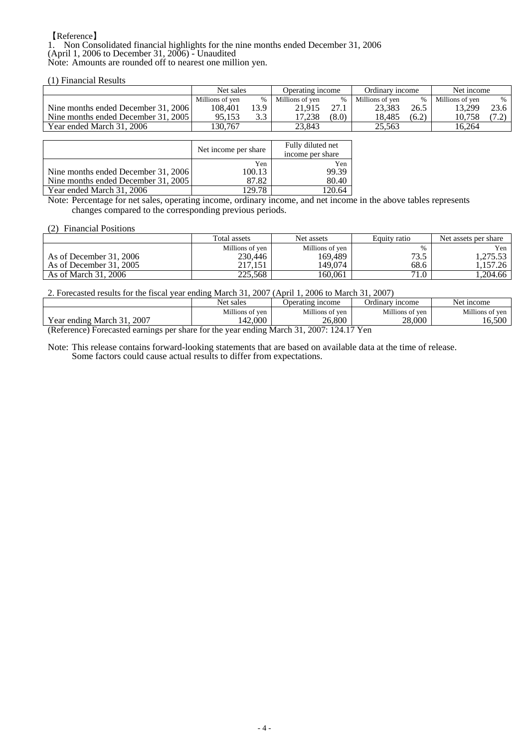【Reference】

1. Non Consolidated financial highlights for the nine months ended December 31, 2006
(April 1, 2006 to December 31, 2006) - Unaudited
Note: Amounts are rounded off to nearest one million yen.

(1) Financial Results

| | Net sales | | Operating income | | Ordinary income | | Net income | |
|---|---|---|---|---|---|---|---|---|
| | Millions of yen | % | Millions of yen | % | Millions of yen | % | Millions of yen | % |
| Nine months ended December 31, 2006 | 108,401 | 13.9 | 21,915 | 27.1 | 23,383 | 26.5 | 13,299 | 23.6 |
| Nine months ended December 31, 2005 | 95,153 | 3.3 | 17,238 | (8.0) | 18,485 | (6.2) | 10,758 | (7.2) |
| Year ended March 31, 2006 | 130,767 | | 23,843 | | 25,563 | | 16,264 | |

| | Net income per share | Fully diluted net income per share |
|---|---|---|
| | Yen | Yen |
| Nine months ended December 31, 2006 | 100.13 | 99.39 |
| Nine months ended December 31, 2005 | 87.82 | 80.40 |
| Year ended March 31, 2006 | 129.78 | 120.64 |

Note: Percentage for net sales, operating income, ordinary income, and net income in the above tables represents changes compared to the corresponding previous periods.

(2) Financial Positions

| | Total assets | Net assets | Equity ratio | Net assets per share |
|---|---|---|---|---|
| | Millions of yen | Millions of yen | % | Yen |
| As of December 31, 2006 | 230,446 | 169,489 | 73.5 | 1,275.53 |
| As of December 31, 2005 | 217,151 | 149,074 | 68.6 | 1,157.26 |
| As of March 31, 2006 | 225,568 | 160,061 | 71.0 | 1,204.66 |

2. Forecasted results for the fiscal year ending March 31, 2007 (April 1, 2006 to March 31, 2007)

| | Net sales | Operating income | Ordinary income | Net income |
|---|---|---|---|---|
| | Millions of yen | Millions of yen | Millions of yen | Millions of yen |
| Year ending March 31, 2007 | 142,000 | 26,800 | 28,000 | 16,500 |

(Reference) Forecasted earnings per share for the year ending March 31, 2007: 124.17 Yen

Note: This release contains forward-looking statements that are based on available data at the time of release. Some factors could cause actual results to differ from expectations.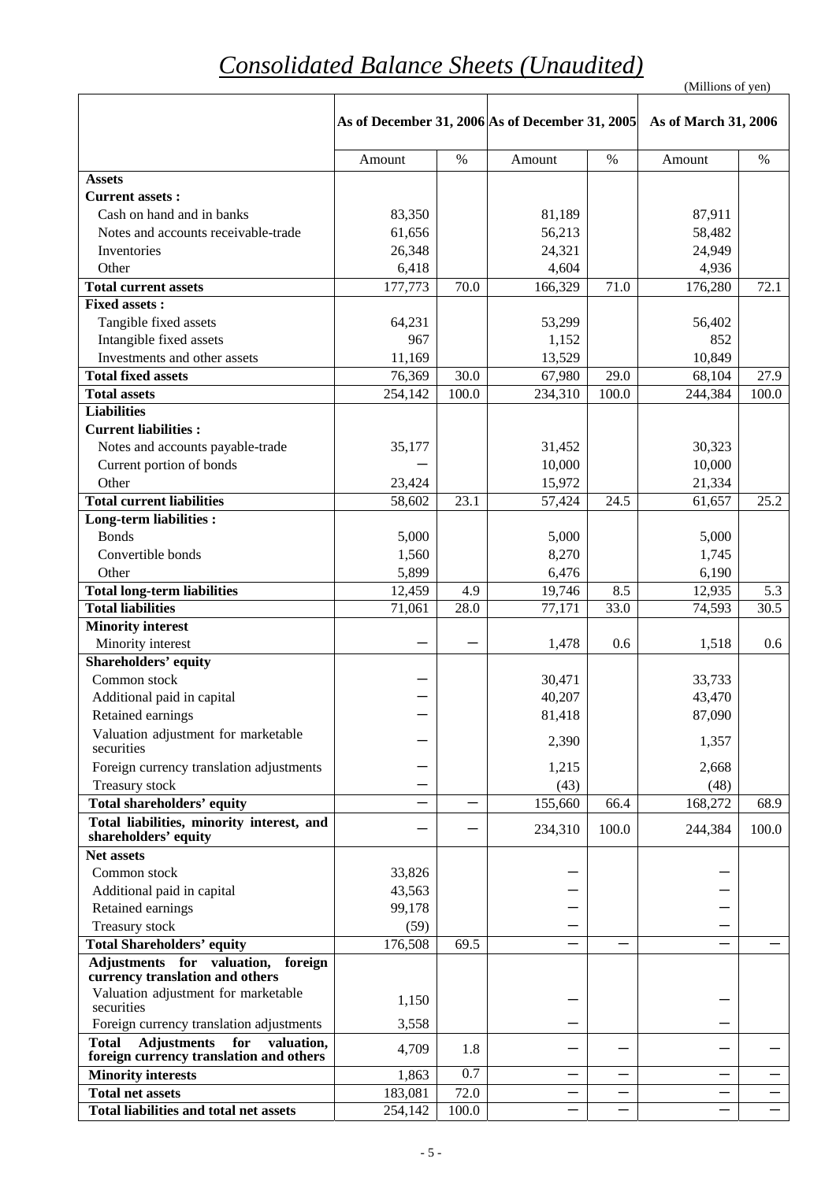# Consolidated Balance Sheets (Unaudited)

(Millions of yen)

| | As of December 31, 2006 | | As of December 31, 2005 | | As of March 31, 2006 | |
|---|---|---|---|---|---|---|
| | Amount | % | Amount | % | Amount | % |
| **Assets** | | | | | | |
| **Current assets :** | | | | | | |
| Cash on hand and in banks | 83,350 | | 81,189 | | 87,911 | |
| Notes and accounts receivable-trade | 61,656 | | 56,213 | | 58,482 | |
| Inventories | 26,348 | | 24,321 | | 24,949 | |
| Other | 6,418 | | 4,604 | | 4,936 | |
| **Total current assets** | 177,773 | 70.0 | 166,329 | 71.0 | 176,280 | 72.1 |
| **Fixed assets :** | | | | | | |
| Tangible fixed assets | 64,231 | | 53,299 | | 56,402 | |
| Intangible fixed assets | 967 | | 1,152 | | 852 | |
| Investments and other assets | 11,169 | | 13,529 | | 10,849 | |
| **Total fixed assets** | 76,369 | 30.0 | 67,980 | 29.0 | 68,104 | 27.9 |
| **Total assets** | 254,142 | 100.0 | 234,310 | 100.0 | 244,384 | 100.0 |
| **Liabilities** | | | | | | |
| **Current liabilities :** | | | | | | |
| Notes and accounts payable-trade | 35,177 | | 31,452 | | 30,323 | |
| Current portion of bonds | － | | 10,000 | | 10,000 | |
| Other | 23,424 | | 15,972 | | 21,334 | |
| **Total current liabilities** | 58,602 | 23.1 | 57,424 | 24.5 | 61,657 | 25.2 |
| **Long-term liabilities :** | | | | | | |
| Bonds | 5,000 | | 5,000 | | 5,000 | |
| Convertible bonds | 1,560 | | 8,270 | | 1,745 | |
| Other | 5,899 | | 6,476 | | 6,190 | |
| **Total long-term liabilities** | 12,459 | 4.9 | 19,746 | 8.5 | 12,935 | 5.3 |
| **Total liabilities** | 71,061 | 28.0 | 77,171 | 33.0 | 74,593 | 30.5 |
| **Minority interest** | | | | | | |
| Minority interest | － | － | 1,478 | 0.6 | 1,518 | 0.6 |
| **Shareholders' equity** | | | | | | |
| Common stock | － | | 30,471 | | 33,733 | |
| Additional paid in capital | － | | 40,207 | | 43,470 | |
| Retained earnings | － | | 81,418 | | 87,090 | |
| Valuation adjustment for marketable securities | － | | 2,390 | | 1,357 | |
| Foreign currency translation adjustments | － | | 1,215 | | 2,668 | |
| Treasury stock | － | | (43) | | (48) | |
| **Total shareholders' equity** | － | － | 155,660 | 66.4 | 168,272 | 68.9 |
| **Total liabilities, minority interest, and shareholders' equity** | － | － | 234,310 | 100.0 | 244,384 | 100.0 |
| **Net assets** | | | | | | |
| Common stock | 33,826 | | － | | － | |
| Additional paid in capital | 43,563 | | － | | － | |
| Retained earnings | 99,178 | | － | | － | |
| Treasury stock | (59) | | － | | － | |
| **Total Shareholders' equity** | 176,508 | 69.5 | － | － | － | － |
| **Adjustments for valuation, foreign currency translation and others** | | | | | | |
| Valuation adjustment for marketable securities | 1,150 | | － | | － | |
| Foreign currency translation adjustments | 3,558 | | － | | － | |
| **Total Adjustments for valuation, foreign currency translation and others** | 4,709 | 1.8 | － | － | － | － |
| **Minority interests** | 1,863 | 0.7 | － | － | － | － |
| **Total net assets** | 183,081 | 72.0 | － | － | － | － |
| **Total liabilities and total net assets** | 254,142 | 100.0 | － | － | － | － |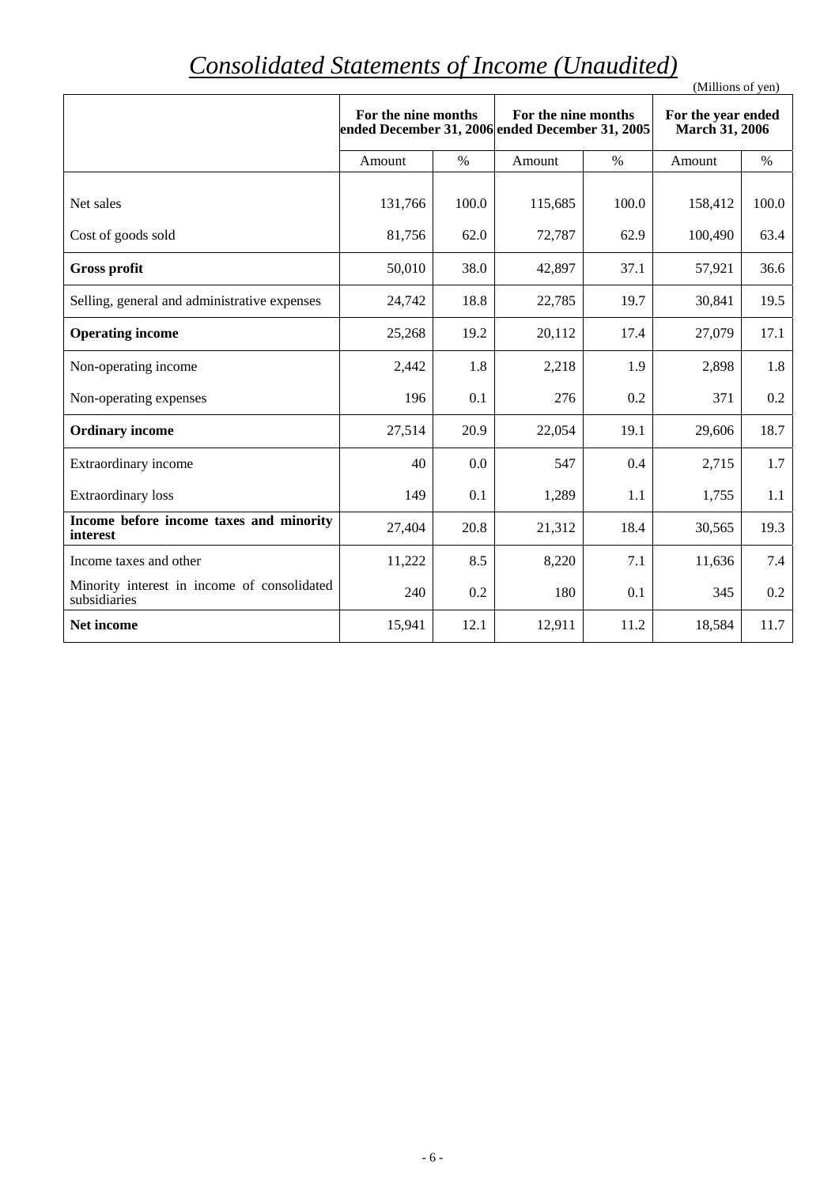# *Consolidated Statements of Income (Unaudited)*

(Millions of yen)

| | For the nine months ended December 31, 2006 | | For the nine months ended December 31, 2005 | | For the year ended March 31, 2006 | |
|---|---|---|---|---|---|---|
| | Amount | % | Amount | % | Amount | % |
| Net sales | 131,766 | 100.0 | 115,685 | 100.0 | 158,412 | 100.0 |
| Cost of goods sold | 81,756 | 62.0 | 72,787 | 62.9 | 100,490 | 63.4 |
| **Gross profit** | 50,010 | 38.0 | 42,897 | 37.1 | 57,921 | 36.6 |
| Selling, general and administrative expenses | 24,742 | 18.8 | 22,785 | 19.7 | 30,841 | 19.5 |
| **Operating income** | 25,268 | 19.2 | 20,112 | 17.4 | 27,079 | 17.1 |
| Non-operating income | 2,442 | 1.8 | 2,218 | 1.9 | 2,898 | 1.8 |
| Non-operating expenses | 196 | 0.1 | 276 | 0.2 | 371 | 0.2 |
| **Ordinary income** | 27,514 | 20.9 | 22,054 | 19.1 | 29,606 | 18.7 |
| Extraordinary income | 40 | 0.0 | 547 | 0.4 | 2,715 | 1.7 |
| Extraordinary loss | 149 | 0.1 | 1,289 | 1.1 | 1,755 | 1.1 |
| **Income before income taxes and minority interest** | 27,404 | 20.8 | 21,312 | 18.4 | 30,565 | 19.3 |
| Income taxes and other | 11,222 | 8.5 | 8,220 | 7.1 | 11,636 | 7.4 |
| Minority interest in income of consolidated subsidiaries | 240 | 0.2 | 180 | 0.1 | 345 | 0.2 |
| **Net income** | 15,941 | 12.1 | 12,911 | 11.2 | 18,584 | 11.7 |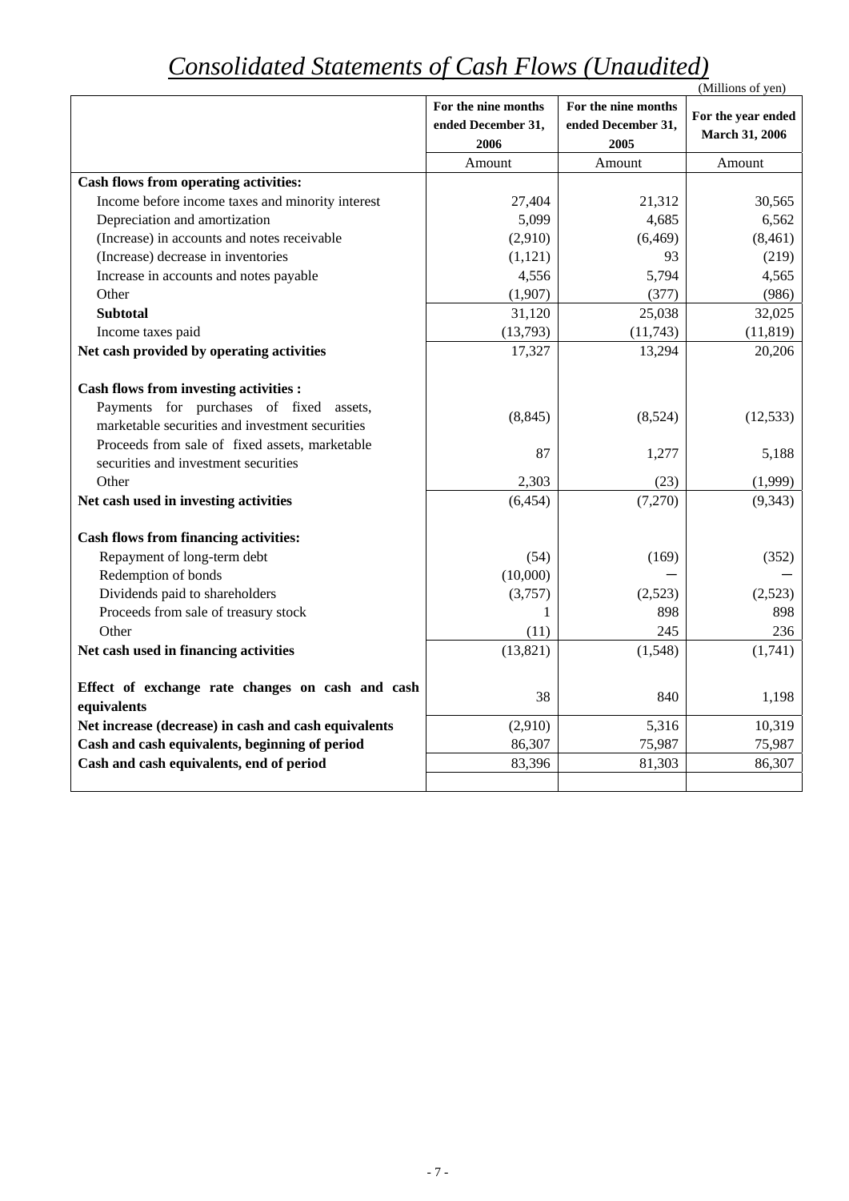# *Consolidated Statements of Cash Flows (Unaudited)*

(Millions of yen)

| | For the nine months ended December 31, 2006 | For the nine months ended December 31, 2005 | For the year ended March 31, 2006 |
|---|---|---|---|
| | Amount | Amount | Amount |
| **Cash flows from operating activities:** | | | |
| Income before income taxes and minority interest | 27,404 | 21,312 | 30,565 |
| Depreciation and amortization | 5,099 | 4,685 | 6,562 |
| (Increase) in accounts and notes receivable | (2,910) | (6,469) | (8,461) |
| (Increase) decrease in inventories | (1,121) | 93 | (219) |
| Increase in accounts and notes payable | 4,556 | 5,794 | 4,565 |
| Other | (1,907) | (377) | (986) |
| **Subtotal** | 31,120 | 25,038 | 32,025 |
| Income taxes paid | (13,793) | (11,743) | (11,819) |
| **Net cash provided by operating activities** | 17,327 | 13,294 | 20,206 |
| **Cash flows from investing activities :** | | | |
| Payments for purchases of fixed assets, marketable securities and investment securities | (8,845) | (8,524) | (12,533) |
| Proceeds from sale of fixed assets, marketable securities and investment securities | 87 | 1,277 | 5,188 |
| Other | 2,303 | (23) | (1,999) |
| **Net cash used in investing activities** | (6,454) | (7,270) | (9,343) |
| **Cash flows from financing activities:** | | | |
| Repayment of long-term debt | (54) | (169) | (352) |
| Redemption of bonds | (10,000) | — | — |
| Dividends paid to shareholders | (3,757) | (2,523) | (2,523) |
| Proceeds from sale of treasury stock | 1 | 898 | 898 |
| Other | (11) | 245 | 236 |
| **Net cash used in financing activities** | (13,821) | (1,548) | (1,741) |
| **Effect of exchange rate changes on cash and cash equivalents** | 38 | 840 | 1,198 |
| **Net increase (decrease) in cash and cash equivalents** | (2,910) | 5,316 | 10,319 |
| **Cash and cash equivalents, beginning of period** | 86,307 | 75,987 | 75,987 |
| **Cash and cash equivalents, end of period** | 83,396 | 81,303 | 86,307 |